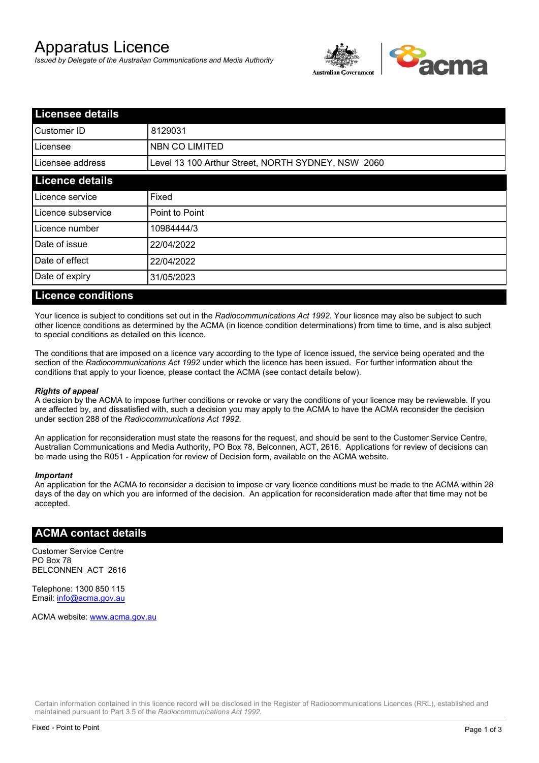# Apparatus Licence

*Issued by Delegate of the Australian Communications and Media Authority*

## Licensee details

| | |
|---|---|
| Customer ID | 8129031 |
| Licensee | NBN CO LIMITED |
| Licensee address | Level 13 100 Arthur Street, NORTH SYDNEY, NSW 2060 |

## Licence details

| | |
|---|---|
| Licence service | Fixed |
| Licence subservice | Point to Point |
| Licence number | 10984444/3 |
| Date of issue | 22/04/2022 |
| Date of effect | 22/04/2022 |
| Date of expiry | 31/05/2023 |

## Licence conditions

Your licence is subject to conditions set out in the *Radiocommunications Act 1992*. Your licence may also be subject to such other licence conditions as determined by the ACMA (in licence condition determinations) from time to time, and is also subject to special conditions as detailed on this licence.

The conditions that are imposed on a licence vary according to the type of licence issued, the service being operated and the section of the *Radiocommunications Act 1992* under which the licence has been issued. For further information about the conditions that apply to your licence, please contact the ACMA (see contact details below).

***Rights of appeal***

A decision by the ACMA to impose further conditions or revoke or vary the conditions of your licence may be reviewable. If you are affected by, and dissatisfied with, such a decision you may apply to the ACMA to have the ACMA reconsider the decision under section 288 of the *Radiocommunications Act 1992*.

An application for reconsideration must state the reasons for the request, and should be sent to the Customer Service Centre, Australian Communications and Media Authority, PO Box 78, Belconnen, ACT, 2616. Applications for review of decisions can be made using the R051 - Application for review of Decision form, available on the ACMA website.

***Important***

An application for the ACMA to reconsider a decision to impose or vary licence conditions must be made to the ACMA within 28 days of the day on which you are informed of the decision. An application for reconsideration made after that time may not be accepted.

## ACMA contact details

Customer Service Centre
PO Box 78
BELCONNEN ACT 2616

Telephone: 1300 850 115
Email: info@acma.gov.au

ACMA website: www.acma.gov.au

Certain information contained in this licence record will be disclosed in the Register of Radiocommunications Licences (RRL), established and maintained pursuant to Part 3.5 of the *Radiocommunications Act 1992.*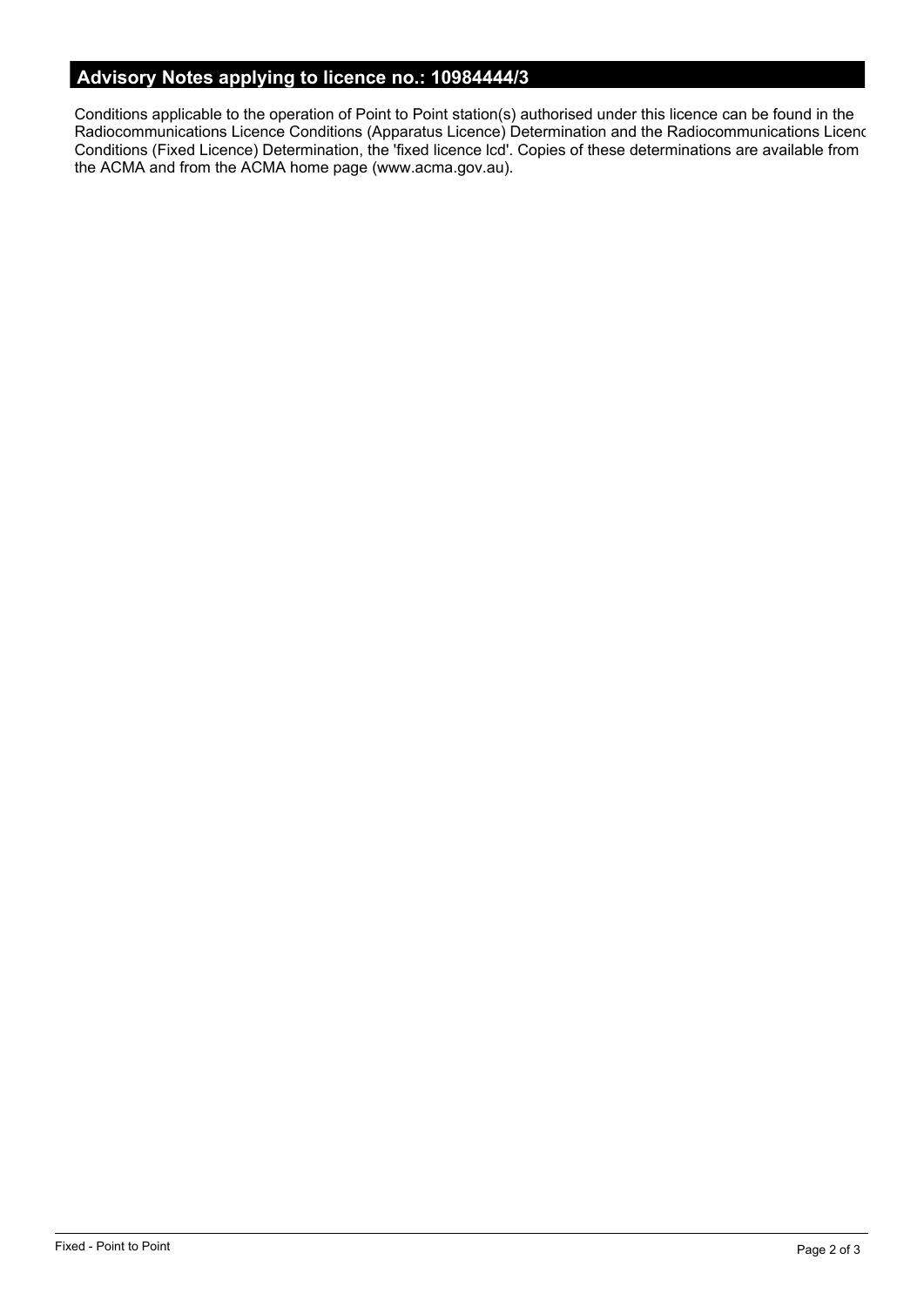## Advisory Notes applying to licence no.: 10984444/3

Conditions applicable to the operation of Point to Point station(s) authorised under this licence can be found in the Radiocommunications Licence Conditions (Apparatus Licence) Determination and the Radiocommunications Licenc Conditions (Fixed Licence) Determination, the 'fixed licence lcd'. Copies of these determinations are available from the ACMA and from the ACMA home page (www.acma.gov.au).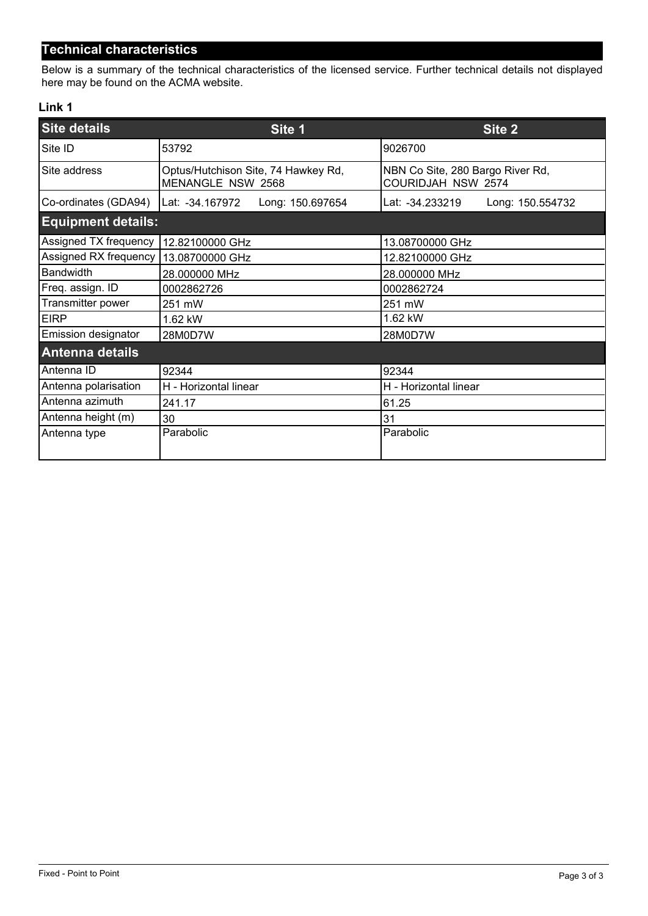## Technical characteristics

Below is a summary of the technical characteristics of the licensed service. Further technical details not displayed here may be found on the ACMA website.

### Link 1

| Site details | Site 1 | Site 2 |
|---|---|---|
| Site ID | 53792 | 9026700 |
| Site address | Optus/Hutchison Site, 74 Hawkey Rd, MENANGLE NSW 2568 | NBN Co Site, 280 Bargo River Rd, COURIDJAH NSW 2574 |
| Co-ordinates (GDA94) | Lat: -34.167972 Long: 150.697654 | Lat: -34.233219 Long: 150.554732 |
| **Equipment details:** | | |
| Assigned TX frequency | 12.82100000 GHz | 13.08700000 GHz |
| Assigned RX frequency | 13.08700000 GHz | 12.82100000 GHz |
| Bandwidth | 28.000000 MHz | 28.000000 MHz |
| Freq. assign. ID | 0002862726 | 0002862724 |
| Transmitter power | 251 mW | 251 mW |
| EIRP | 1.62 kW | 1.62 kW |
| Emission designator | 28M0D7W | 28M0D7W |
| **Antenna details** | | |
| Antenna ID | 92344 | 92344 |
| Antenna polarisation | H - Horizontal linear | H - Horizontal linear |
| Antenna azimuth | 241.17 | 61.25 |
| Antenna height (m) | 30 | 31 |
| Antenna type | Parabolic | Parabolic |

Fixed - Point to Point